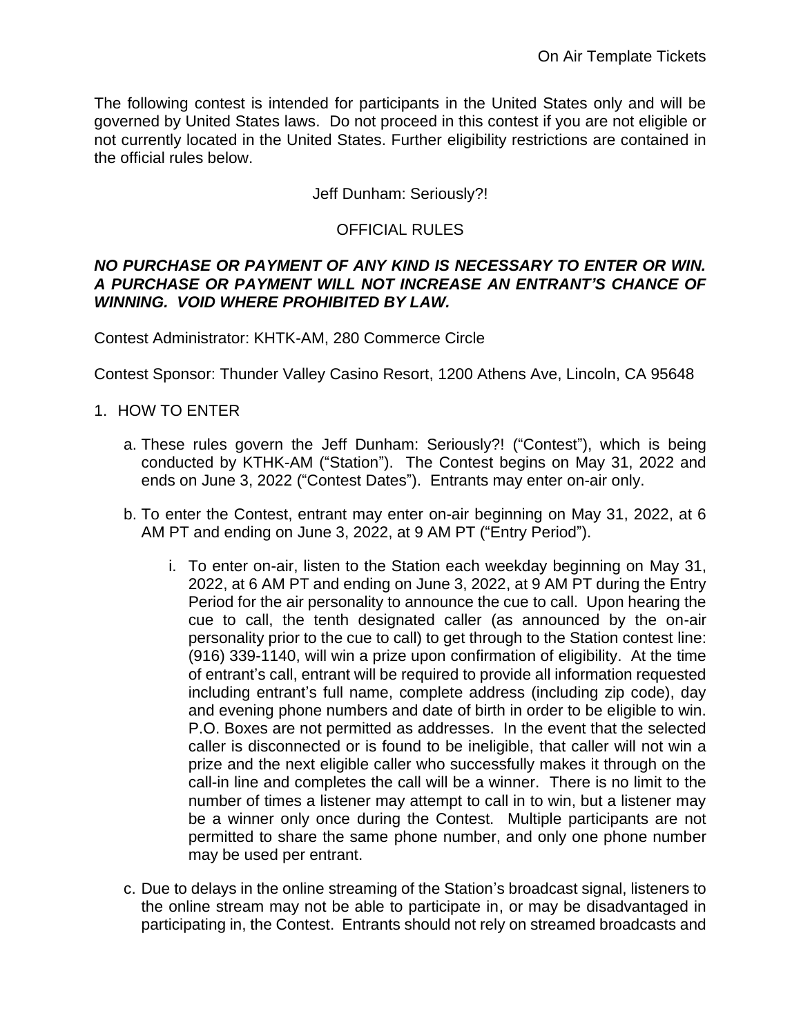On Air Template Tickets

The following contest is intended for participants in the United States only and will be governed by United States laws. Do not proceed in this contest if you are not eligible or not currently located in the United States. Further eligibility restrictions are contained in the official rules below.

Jeff Dunham: Seriously?!

OFFICIAL RULES

***NO PURCHASE OR PAYMENT OF ANY KIND IS NECESSARY TO ENTER OR WIN. A PURCHASE OR PAYMENT WILL NOT INCREASE AN ENTRANT'S CHANCE OF WINNING. VOID WHERE PROHIBITED BY LAW.***

Contest Administrator: KHTK-AM, 280 Commerce Circle

Contest Sponsor: Thunder Valley Casino Resort, 1200 Athens Ave, Lincoln, CA 95648

1. HOW TO ENTER

   a. These rules govern the Jeff Dunham: Seriously?! ("Contest"), which is being conducted by KTHK-AM ("Station"). The Contest begins on May 31, 2022 and ends on June 3, 2022 ("Contest Dates"). Entrants may enter on-air only.

   b. To enter the Contest, entrant may enter on-air beginning on May 31, 2022, at 6 AM PT and ending on June 3, 2022, at 9 AM PT ("Entry Period").

      i. To enter on-air, listen to the Station each weekday beginning on May 31, 2022, at 6 AM PT and ending on June 3, 2022, at 9 AM PT during the Entry Period for the air personality to announce the cue to call. Upon hearing the cue to call, the tenth designated caller (as announced by the on-air personality prior to the cue to call) to get through to the Station contest line: (916) 339-1140, will win a prize upon confirmation of eligibility. At the time of entrant's call, entrant will be required to provide all information requested including entrant's full name, complete address (including zip code), day and evening phone numbers and date of birth in order to be eligible to win. P.O. Boxes are not permitted as addresses. In the event that the selected caller is disconnected or is found to be ineligible, that caller will not win a prize and the next eligible caller who successfully makes it through on the call-in line and completes the call will be a winner. There is no limit to the number of times a listener may attempt to call in to win, but a listener may be a winner only once during the Contest. Multiple participants are not permitted to share the same phone number, and only one phone number may be used per entrant.

   c. Due to delays in the online streaming of the Station's broadcast signal, listeners to the online stream may not be able to participate in, or may be disadvantaged in participating in, the Contest. Entrants should not rely on streamed broadcasts and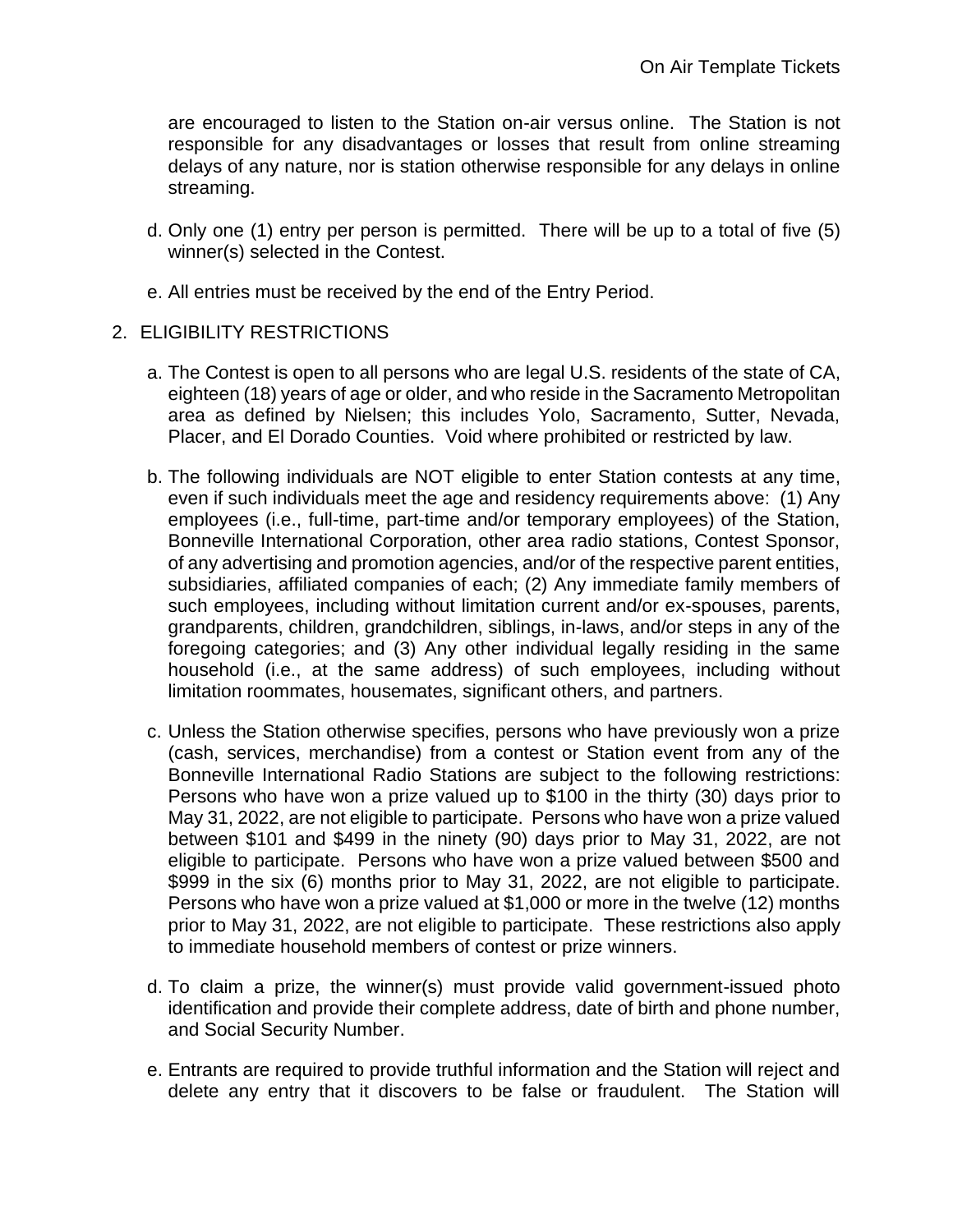are encouraged to listen to the Station on-air versus online. The Station is not responsible for any disadvantages or losses that result from online streaming delays of any nature, nor is station otherwise responsible for any delays in online streaming.

d. Only one (1) entry per person is permitted. There will be up to a total of five (5) winner(s) selected in the Contest.

e. All entries must be received by the end of the Entry Period.

2. ELIGIBILITY RESTRICTIONS

a. The Contest is open to all persons who are legal U.S. residents of the state of CA, eighteen (18) years of age or older, and who reside in the Sacramento Metropolitan area as defined by Nielsen; this includes Yolo, Sacramento, Sutter, Nevada, Placer, and El Dorado Counties. Void where prohibited or restricted by law.

b. The following individuals are NOT eligible to enter Station contests at any time, even if such individuals meet the age and residency requirements above: (1) Any employees (i.e., full-time, part-time and/or temporary employees) of the Station, Bonneville International Corporation, other area radio stations, Contest Sponsor, of any advertising and promotion agencies, and/or of the respective parent entities, subsidiaries, affiliated companies of each; (2) Any immediate family members of such employees, including without limitation current and/or ex-spouses, parents, grandparents, children, grandchildren, siblings, in-laws, and/or steps in any of the foregoing categories; and (3) Any other individual legally residing in the same household (i.e., at the same address) of such employees, including without limitation roommates, housemates, significant others, and partners.

c. Unless the Station otherwise specifies, persons who have previously won a prize (cash, services, merchandise) from a contest or Station event from any of the Bonneville International Radio Stations are subject to the following restrictions: Persons who have won a prize valued up to $100 in the thirty (30) days prior to May 31, 2022, are not eligible to participate. Persons who have won a prize valued between $101 and $499 in the ninety (90) days prior to May 31, 2022, are not eligible to participate. Persons who have won a prize valued between $500 and $999 in the six (6) months prior to May 31, 2022, are not eligible to participate. Persons who have won a prize valued at $1,000 or more in the twelve (12) months prior to May 31, 2022, are not eligible to participate. These restrictions also apply to immediate household members of contest or prize winners.

d. To claim a prize, the winner(s) must provide valid government-issued photo identification and provide their complete address, date of birth and phone number, and Social Security Number.

e. Entrants are required to provide truthful information and the Station will reject and delete any entry that it discovers to be false or fraudulent. The Station will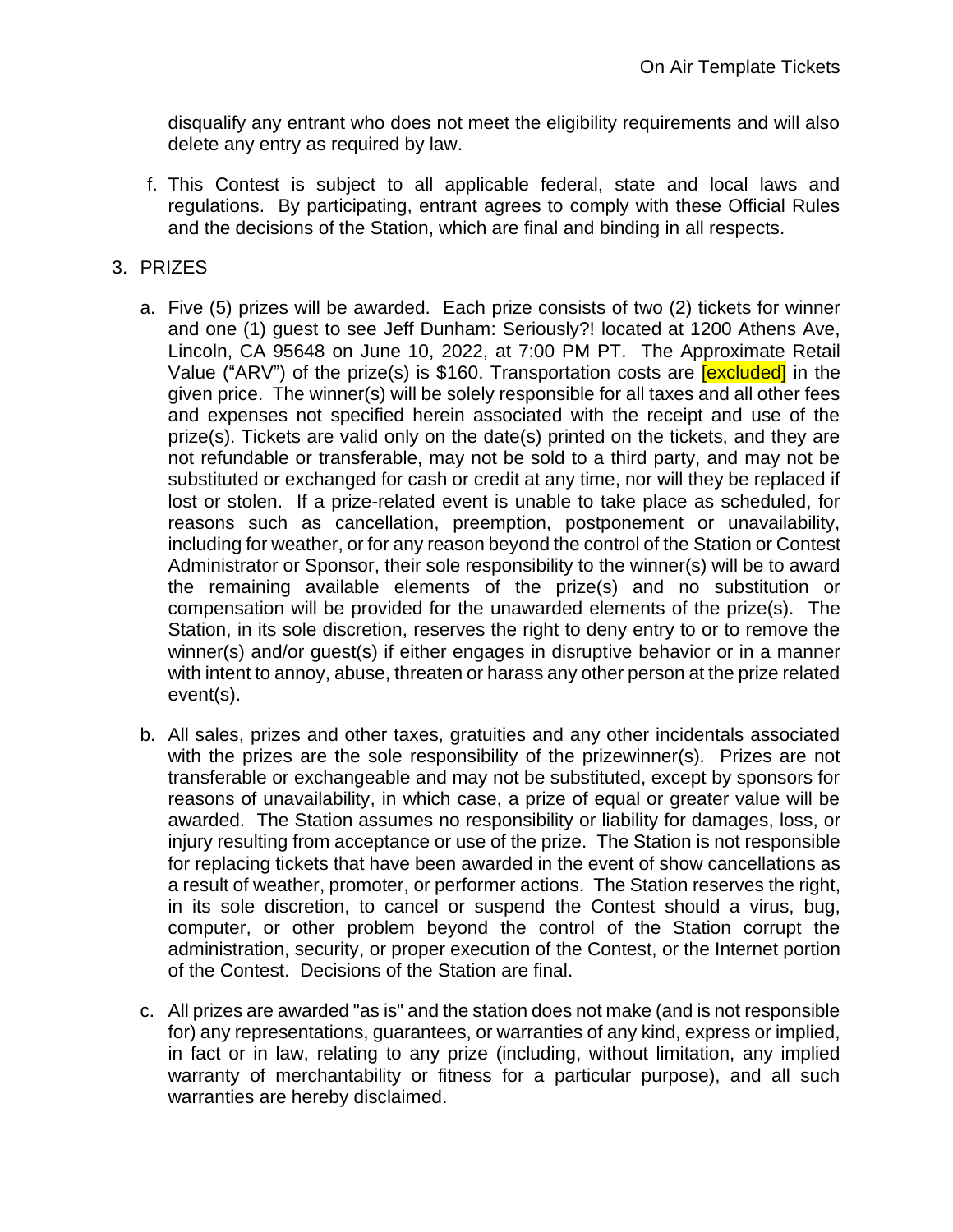disqualify any entrant who does not meet the eligibility requirements and will also delete any entry as required by law.

f. This Contest is subject to all applicable federal, state and local laws and regulations. By participating, entrant agrees to comply with these Official Rules and the decisions of the Station, which are final and binding in all respects.

3. PRIZES

a. Five (5) prizes will be awarded. Each prize consists of two (2) tickets for winner and one (1) guest to see Jeff Dunham: Seriously?! located at 1200 Athens Ave, Lincoln, CA 95648 on June 10, 2022, at 7:00 PM PT. The Approximate Retail Value ("ARV") of the prize(s) is $160. Transportation costs are [excluded] in the given price. The winner(s) will be solely responsible for all taxes and all other fees and expenses not specified herein associated with the receipt and use of the prize(s). Tickets are valid only on the date(s) printed on the tickets, and they are not refundable or transferable, may not be sold to a third party, and may not be substituted or exchanged for cash or credit at any time, nor will they be replaced if lost or stolen. If a prize-related event is unable to take place as scheduled, for reasons such as cancellation, preemption, postponement or unavailability, including for weather, or for any reason beyond the control of the Station or Contest Administrator or Sponsor, their sole responsibility to the winner(s) will be to award the remaining available elements of the prize(s) and no substitution or compensation will be provided for the unawarded elements of the prize(s). The Station, in its sole discretion, reserves the right to deny entry to or to remove the winner(s) and/or guest(s) if either engages in disruptive behavior or in a manner with intent to annoy, abuse, threaten or harass any other person at the prize related event(s).

b. All sales, prizes and other taxes, gratuities and any other incidentals associated with the prizes are the sole responsibility of the prizewinner(s). Prizes are not transferable or exchangeable and may not be substituted, except by sponsors for reasons of unavailability, in which case, a prize of equal or greater value will be awarded. The Station assumes no responsibility or liability for damages, loss, or injury resulting from acceptance or use of the prize. The Station is not responsible for replacing tickets that have been awarded in the event of show cancellations as a result of weather, promoter, or performer actions. The Station reserves the right, in its sole discretion, to cancel or suspend the Contest should a virus, bug, computer, or other problem beyond the control of the Station corrupt the administration, security, or proper execution of the Contest, or the Internet portion of the Contest. Decisions of the Station are final.

c. All prizes are awarded "as is" and the station does not make (and is not responsible for) any representations, guarantees, or warranties of any kind, express or implied, in fact or in law, relating to any prize (including, without limitation, any implied warranty of merchantability or fitness for a particular purpose), and all such warranties are hereby disclaimed.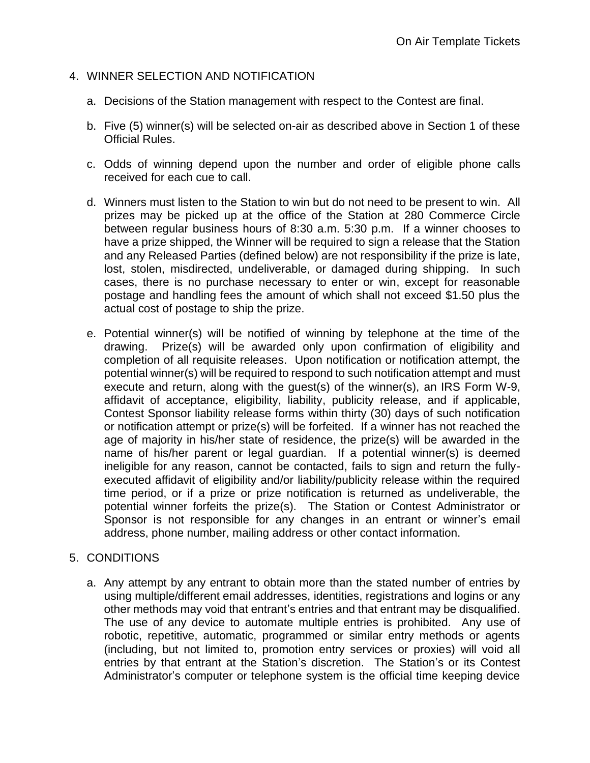4. WINNER SELECTION AND NOTIFICATION

   a. Decisions of the Station management with respect to the Contest are final.

   b. Five (5) winner(s) will be selected on-air as described above in Section 1 of these Official Rules.

   c. Odds of winning depend upon the number and order of eligible phone calls received for each cue to call.

   d. Winners must listen to the Station to win but do not need to be present to win. All prizes may be picked up at the office of the Station at 280 Commerce Circle between regular business hours of 8:30 a.m. 5:30 p.m. If a winner chooses to have a prize shipped, the Winner will be required to sign a release that the Station and any Released Parties (defined below) are not responsibility if the prize is late, lost, stolen, misdirected, undeliverable, or damaged during shipping. In such cases, there is no purchase necessary to enter or win, except for reasonable postage and handling fees the amount of which shall not exceed $1.50 plus the actual cost of postage to ship the prize.

   e. Potential winner(s) will be notified of winning by telephone at the time of the drawing. Prize(s) will be awarded only upon confirmation of eligibility and completion of all requisite releases. Upon notification or notification attempt, the potential winner(s) will be required to respond to such notification attempt and must execute and return, along with the guest(s) of the winner(s), an IRS Form W-9, affidavit of acceptance, eligibility, liability, publicity release, and if applicable, Contest Sponsor liability release forms within thirty (30) days of such notification or notification attempt or prize(s) will be forfeited. If a winner has not reached the age of majority in his/her state of residence, the prize(s) will be awarded in the name of his/her parent or legal guardian. If a potential winner(s) is deemed ineligible for any reason, cannot be contacted, fails to sign and return the fully-executed affidavit of eligibility and/or liability/publicity release within the required time period, or if a prize or prize notification is returned as undeliverable, the potential winner forfeits the prize(s). The Station or Contest Administrator or Sponsor is not responsible for any changes in an entrant or winner's email address, phone number, mailing address or other contact information.

5. CONDITIONS

   a. Any attempt by any entrant to obtain more than the stated number of entries by using multiple/different email addresses, identities, registrations and logins or any other methods may void that entrant's entries and that entrant may be disqualified. The use of any device to automate multiple entries is prohibited. Any use of robotic, repetitive, automatic, programmed or similar entry methods or agents (including, but not limited to, promotion entry services or proxies) will void all entries by that entrant at the Station's discretion. The Station's or its Contest Administrator's computer or telephone system is the official time keeping device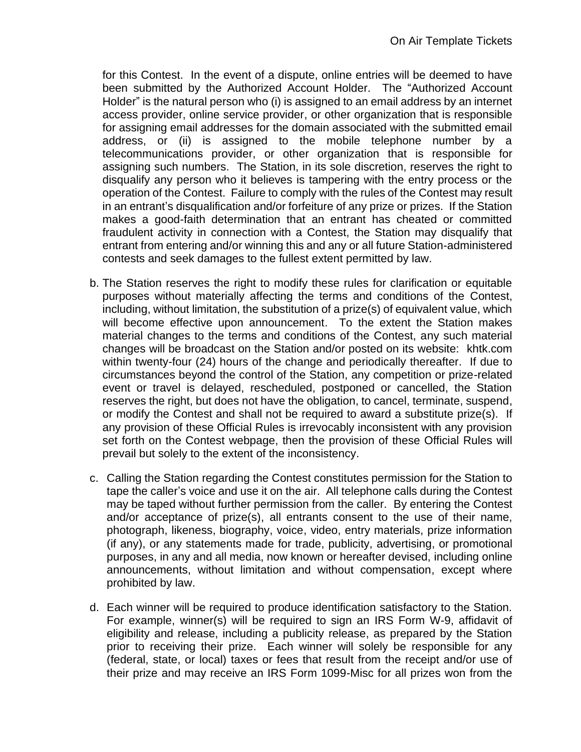for this Contest. In the event of a dispute, online entries will be deemed to have been submitted by the Authorized Account Holder. The "Authorized Account Holder" is the natural person who (i) is assigned to an email address by an internet access provider, online service provider, or other organization that is responsible for assigning email addresses for the domain associated with the submitted email address, or (ii) is assigned to the mobile telephone number by a telecommunications provider, or other organization that is responsible for assigning such numbers. The Station, in its sole discretion, reserves the right to disqualify any person who it believes is tampering with the entry process or the operation of the Contest. Failure to comply with the rules of the Contest may result in an entrant's disqualification and/or forfeiture of any prize or prizes. If the Station makes a good-faith determination that an entrant has cheated or committed fraudulent activity in connection with a Contest, the Station may disqualify that entrant from entering and/or winning this and any or all future Station-administered contests and seek damages to the fullest extent permitted by law.

b. The Station reserves the right to modify these rules for clarification or equitable purposes without materially affecting the terms and conditions of the Contest, including, without limitation, the substitution of a prize(s) of equivalent value, which will become effective upon announcement. To the extent the Station makes material changes to the terms and conditions of the Contest, any such material changes will be broadcast on the Station and/or posted on its website: khtk.com within twenty-four (24) hours of the change and periodically thereafter. If due to circumstances beyond the control of the Station, any competition or prize-related event or travel is delayed, rescheduled, postponed or cancelled, the Station reserves the right, but does not have the obligation, to cancel, terminate, suspend, or modify the Contest and shall not be required to award a substitute prize(s). If any provision of these Official Rules is irrevocably inconsistent with any provision set forth on the Contest webpage, then the provision of these Official Rules will prevail but solely to the extent of the inconsistency.

c. Calling the Station regarding the Contest constitutes permission for the Station to tape the caller's voice and use it on the air. All telephone calls during the Contest may be taped without further permission from the caller. By entering the Contest and/or acceptance of prize(s), all entrants consent to the use of their name, photograph, likeness, biography, voice, video, entry materials, prize information (if any), or any statements made for trade, publicity, advertising, or promotional purposes, in any and all media, now known or hereafter devised, including online announcements, without limitation and without compensation, except where prohibited by law.

d. Each winner will be required to produce identification satisfactory to the Station. For example, winner(s) will be required to sign an IRS Form W-9, affidavit of eligibility and release, including a publicity release, as prepared by the Station prior to receiving their prize. Each winner will solely be responsible for any (federal, state, or local) taxes or fees that result from the receipt and/or use of their prize and may receive an IRS Form 1099-Misc for all prizes won from the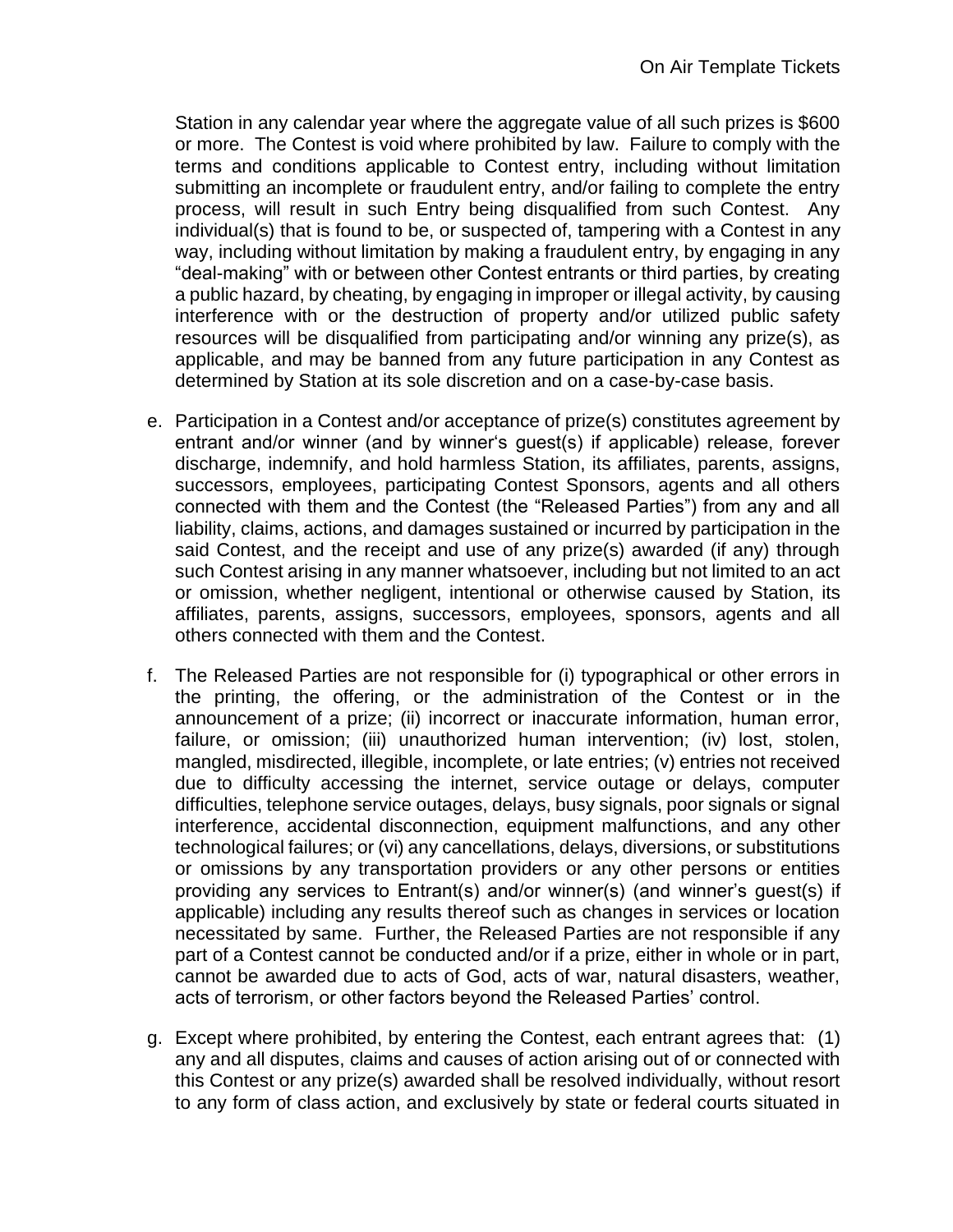Station in any calendar year where the aggregate value of all such prizes is $600 or more. The Contest is void where prohibited by law. Failure to comply with the terms and conditions applicable to Contest entry, including without limitation submitting an incomplete or fraudulent entry, and/or failing to complete the entry process, will result in such Entry being disqualified from such Contest. Any individual(s) that is found to be, or suspected of, tampering with a Contest in any way, including without limitation by making a fraudulent entry, by engaging in any "deal-making" with or between other Contest entrants or third parties, by creating a public hazard, by cheating, by engaging in improper or illegal activity, by causing interference with or the destruction of property and/or utilized public safety resources will be disqualified from participating and/or winning any prize(s), as applicable, and may be banned from any future participation in any Contest as determined by Station at its sole discretion and on a case-by-case basis.

e. Participation in a Contest and/or acceptance of prize(s) constitutes agreement by entrant and/or winner (and by winner's guest(s) if applicable) release, forever discharge, indemnify, and hold harmless Station, its affiliates, parents, assigns, successors, employees, participating Contest Sponsors, agents and all others connected with them and the Contest (the "Released Parties") from any and all liability, claims, actions, and damages sustained or incurred by participation in the said Contest, and the receipt and use of any prize(s) awarded (if any) through such Contest arising in any manner whatsoever, including but not limited to an act or omission, whether negligent, intentional or otherwise caused by Station, its affiliates, parents, assigns, successors, employees, sponsors, agents and all others connected with them and the Contest.

f. The Released Parties are not responsible for (i) typographical or other errors in the printing, the offering, or the administration of the Contest or in the announcement of a prize; (ii) incorrect or inaccurate information, human error, failure, or omission; (iii) unauthorized human intervention; (iv) lost, stolen, mangled, misdirected, illegible, incomplete, or late entries; (v) entries not received due to difficulty accessing the internet, service outage or delays, computer difficulties, telephone service outages, delays, busy signals, poor signals or signal interference, accidental disconnection, equipment malfunctions, and any other technological failures; or (vi) any cancellations, delays, diversions, or substitutions or omissions by any transportation providers or any other persons or entities providing any services to Entrant(s) and/or winner(s) (and winner's guest(s) if applicable) including any results thereof such as changes in services or location necessitated by same. Further, the Released Parties are not responsible if any part of a Contest cannot be conducted and/or if a prize, either in whole or in part, cannot be awarded due to acts of God, acts of war, natural disasters, weather, acts of terrorism, or other factors beyond the Released Parties' control.

g. Except where prohibited, by entering the Contest, each entrant agrees that: (1) any and all disputes, claims and causes of action arising out of or connected with this Contest or any prize(s) awarded shall be resolved individually, without resort to any form of class action, and exclusively by state or federal courts situated in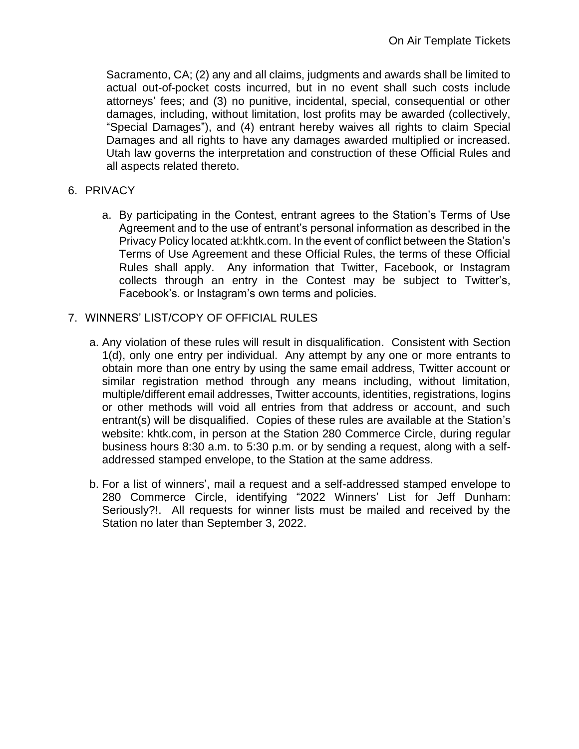Sacramento, CA; (2) any and all claims, judgments and awards shall be limited to actual out-of-pocket costs incurred, but in no event shall such costs include attorneys' fees; and (3) no punitive, incidental, special, consequential or other damages, including, without limitation, lost profits may be awarded (collectively, "Special Damages"), and (4) entrant hereby waives all rights to claim Special Damages and all rights to have any damages awarded multiplied or increased. Utah law governs the interpretation and construction of these Official Rules and all aspects related thereto.

6. PRIVACY

   a. By participating in the Contest, entrant agrees to the Station's Terms of Use Agreement and to the use of entrant's personal information as described in the Privacy Policy located at:khtk.com. In the event of conflict between the Station's Terms of Use Agreement and these Official Rules, the terms of these Official Rules shall apply. Any information that Twitter, Facebook, or Instagram collects through an entry in the Contest may be subject to Twitter's, Facebook's. or Instagram's own terms and policies.

7. WINNERS' LIST/COPY OF OFFICIAL RULES

   a. Any violation of these rules will result in disqualification. Consistent with Section 1(d), only one entry per individual. Any attempt by any one or more entrants to obtain more than one entry by using the same email address, Twitter account or similar registration method through any means including, without limitation, multiple/different email addresses, Twitter accounts, identities, registrations, logins or other methods will void all entries from that address or account, and such entrant(s) will be disqualified. Copies of these rules are available at the Station's website: khtk.com, in person at the Station 280 Commerce Circle, during regular business hours 8:30 a.m. to 5:30 p.m. or by sending a request, along with a self-addressed stamped envelope, to the Station at the same address.

   b. For a list of winners', mail a request and a self-addressed stamped envelope to 280 Commerce Circle, identifying "2022 Winners' List for Jeff Dunham: Seriously?!. All requests for winner lists must be mailed and received by the Station no later than September 3, 2022.